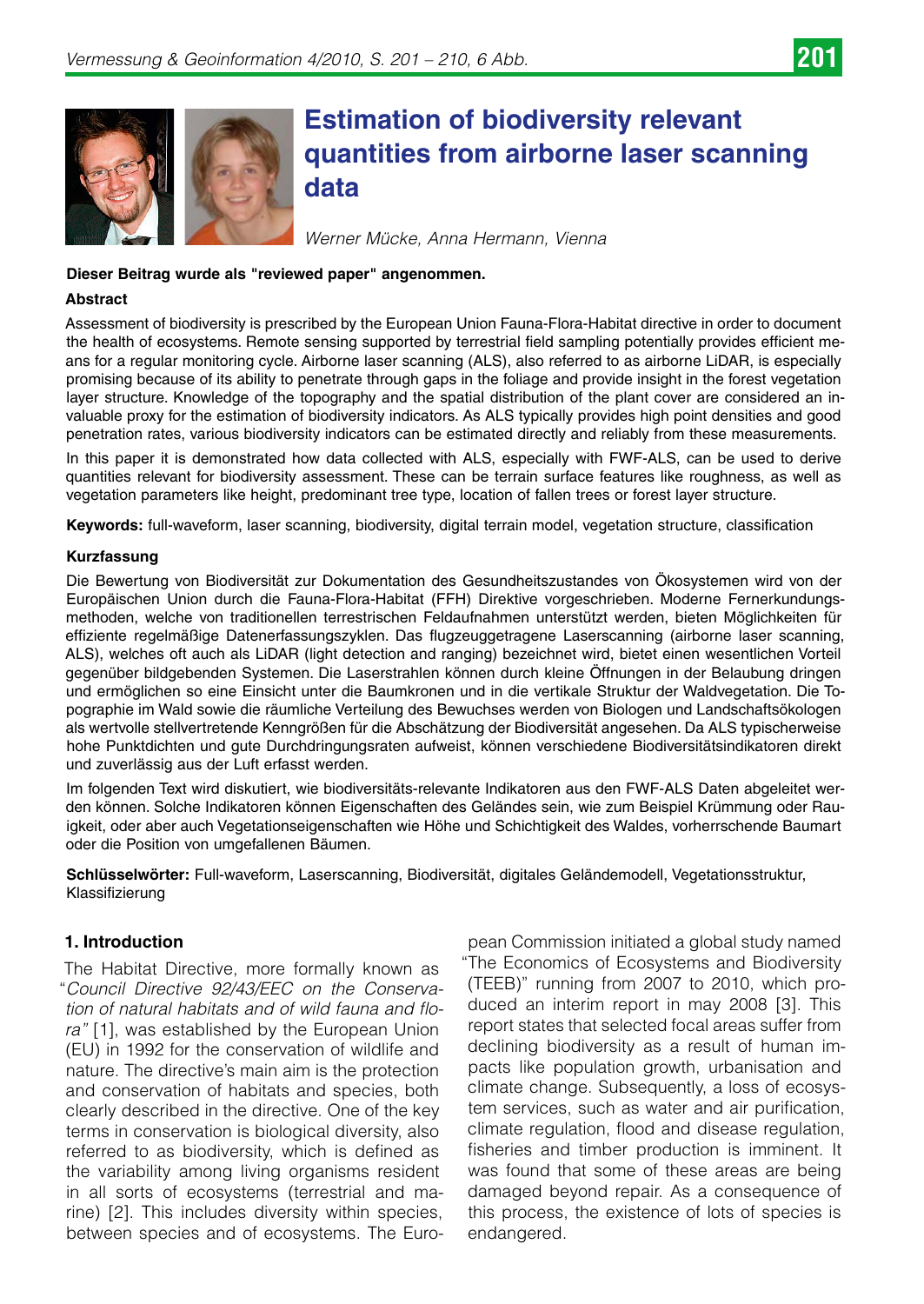# Estimation of biodiversity relevant quantities from airborne laser scanning data

*Werner Mücke, Anna Hermann, Vienna*

**Dieser Beitrag wurde als "reviewed paper" angenommen.**

### Abstract

Assessment of biodiversity is prescribed by the European Union Fauna-Flora-Habitat directive in order to document the health of ecosystems. Remote sensing supported by terrestrial field sampling potentially provides efficient means for a regular monitoring cycle. Airborne laser scanning (ALS), also referred to as airborne LiDAR, is especially promising because of its ability to penetrate through gaps in the foliage and provide insight in the forest vegetation layer structure. Knowledge of the topography and the spatial distribution of the plant cover are considered an invaluable proxy for the estimation of biodiversity indicators. As ALS typically provides high point densities and good penetration rates, various biodiversity indicators can be estimated directly and reliably from these measurements.

In this paper it is demonstrated how data collected with ALS, especially with FWF-ALS, can be used to derive quantities relevant for biodiversity assessment. These can be terrain surface features like roughness, as well as vegetation parameters like height, predominant tree type, location of fallen trees or forest layer structure.

**Keywords:** full-waveform, laser scanning, biodiversity, digital terrain model, vegetation structure, classification

### Kurzfassung

Die Bewertung von Biodiversität zur Dokumentation des Gesundheitszustandes von Ökosystemen wird von der Europäischen Union durch die Fauna-Flora-Habitat (FFH) Direktive vorgeschrieben. Moderne Fernerkundungsmethoden, welche von traditionellen terrestrischen Feldaufnahmen unterstützt werden, bieten Möglichkeiten für effiziente regelmäßige Datenerfassungszyklen. Das flugzeuggetragene Laserscanning (airborne laser scanning, ALS), welches oft auch als LiDAR (light detection and ranging) bezeichnet wird, bietet einen wesentlichen Vorteil gegenüber bildgebenden Systemen. Die Laserstrahlen können durch kleine Öffnungen in der Belaubung dringen und ermöglichen so eine Einsicht unter die Baumkronen und in die vertikale Struktur der Waldvegetation. Die Topographie im Wald sowie die räumliche Verteilung des Bewuchses werden von Biologen und Landschaftsökologen als wertvolle stellvertretende Kenngrößen für die Abschätzung der Biodiversität angesehen. Da ALS typischerweise hohe Punktdichten und gute Durchdringungsraten aufweist, können verschiedene Biodiversitätsindikatoren direkt und zuverlässig aus der Luft erfasst werden.

Im folgenden Text wird diskutiert, wie biodiversitäts-relevante Indikatoren aus den FWF-ALS Daten abgeleitet werden können. Solche Indikatoren können Eigenschaften des Geländes sein, wie zum Beispiel Krümmung oder Rauigkeit, oder aber auch Vegetationseigenschaften wie Höhe und Schichtigkeit des Waldes, vorherrschende Baumart oder die Position von umgefallenen Bäumen.

**Schlüsselwörter:** Full-waveform, Laserscanning, Biodiversität, digitales Geländemodell, Vegetationsstruktur, Klassifizierung

## 1. Introduction

The Habitat Directive, more formally known as "*Council Directive 92/43/EEC on the Conservation of natural habitats and of wild fauna and flora*" [1], was established by the European Union (EU) in 1992 for the conservation of wildlife and nature. The directive's main aim is the protection and conservation of habitats and species, both clearly described in the directive. One of the key terms in conservation is biological diversity, also referred to as biodiversity, which is defined as the variability among living organisms resident in all sorts of ecosystems (terrestrial and marine) [2]. This includes diversity within species, between species and of ecosystems. The European Commission initiated a global study named "The Economics of Ecosystems and Biodiversity (TEEB)" running from 2007 to 2010, which produced an interim report in may 2008 [3]. This report states that selected focal areas suffer from declining biodiversity as a result of human impacts like population growth, urbanisation and climate change. Subsequently, a loss of ecosystem services, such as water and air purification, climate regulation, flood and disease regulation, fisheries and timber production is imminent. It was found that some of these areas are being damaged beyond repair. As a consequence of this process, the existence of lots of species is endangered.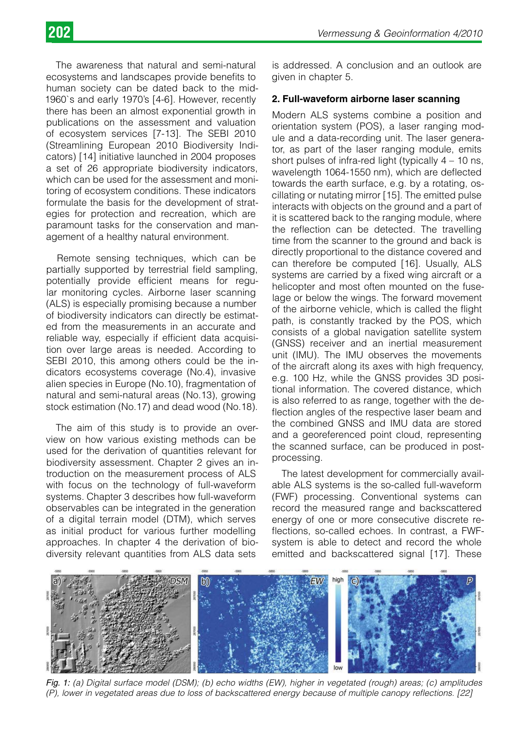The awareness that natural and semi-natural ecosystems and landscapes provide benefits to human society can be dated back to the mid-1960`s and early 1970's [4-6]. However, recently there has been an almost exponential growth in publications on the assessment and valuation of ecosystem services [7-13]. The SEBI 2010 (Streamlining European 2010 Biodiversity Indicators) [14] initiative launched in 2004 proposes a set of 26 appropriate biodiversity indicators, which can be used for the assessment and monitoring of ecosystem conditions. These indicators formulate the basis for the development of strategies for protection and recreation, which are paramount tasks for the conservation and management of a healthy natural environment.

Remote sensing techniques, which can be partially supported by terrestrial field sampling, potentially provide efficient means for regular monitoring cycles. Airborne laser scanning (ALS) is especially promising because a number of biodiversity indicators can directly be estimated from the measurements in an accurate and reliable way, especially if efficient data acquisition over large areas is needed. According to SEBI 2010, this among others could be the indicators ecosystems coverage (No.4), invasive alien species in Europe (No.10), fragmentation of natural and semi-natural areas (No.13), growing stock estimation (No.17) and dead wood (No.18).

The aim of this study is to provide an overview on how various existing methods can be used for the derivation of quantities relevant for biodiversity assessment. Chapter 2 gives an introduction on the measurement process of ALS with focus on the technology of full-waveform systems. Chapter 3 describes how full-waveform observables can be integrated in the generation of a digital terrain model (DTM), which serves as initial product for various further modelling approaches. In chapter 4 the derivation of biodiversity relevant quantities from ALS data sets is addressed. A conclusion and an outlook are given in chapter 5.

## 2. Full-waveform airborne laser scanning

Modern ALS systems combine a position and orientation system (POS), a laser ranging module and a data-recording unit. The laser generator, as part of the laser ranging module, emits short pulses of infra-red light (typically 4 – 10 ns, wavelength 1064-1550 nm), which are deflected towards the earth surface, e.g. by a rotating, oscillating or nutating mirror [15]. The emitted pulse interacts with objects on the ground and a part of it is scattered back to the ranging module, where the reflection can be detected. The travelling time from the scanner to the ground and back is directly proportional to the distance covered and can therefore be computed [16]. Usually, ALS systems are carried by a fixed wing aircraft or a helicopter and most often mounted on the fuselage or below the wings. The forward movement of the airborne vehicle, which is called the flight path, is constantly tracked by the POS, which consists of a global navigation satellite system (GNSS) receiver and an inertial measurement unit (IMU). The IMU observes the movements of the aircraft along its axes with high frequency, e.g. 100 Hz, while the GNSS provides 3D positional information. The covered distance, which is also referred to as range, together with the deflection angles of the respective laser beam and the combined GNSS and IMU data are stored and a georeferenced point cloud, representing the scanned surface, can be produced in post-processing.

The latest development for commercially available ALS systems is the so-called full-waveform (FWF) processing. Conventional systems can record the measured range and backscattered energy of one or more consecutive discrete reflections, so-called echoes. In contrast, a FWF-system is able to detect and record the whole emitted and backscattered signal [17]. These

*Fig. 1: (a) Digital surface model (DSM); (b) echo widths (EW), higher in vegetated (rough) areas; (c) amplitudes (P), lower in vegetated areas due to loss of backscattered energy because of multiple canopy reflections. [22]*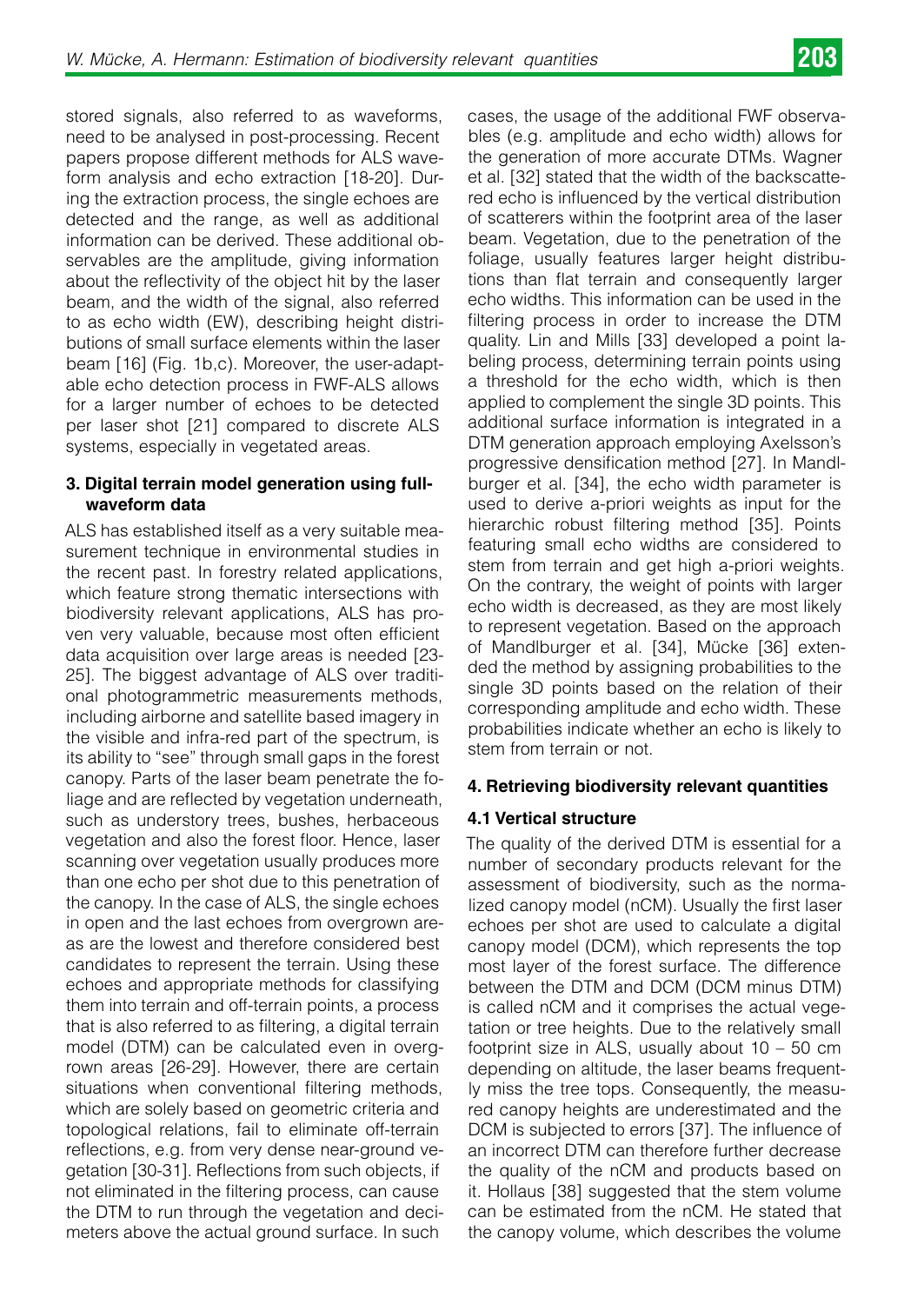stored signals, also referred to as waveforms, need to be analysed in post-processing. Recent papers propose different methods for ALS waveform analysis and echo extraction [18-20]. During the extraction process, the single echoes are detected and the range, as well as additional information can be derived. These additional observables are the amplitude, giving information about the reflectivity of the object hit by the laser beam, and the width of the signal, also referred to as echo width (EW), describing height distributions of small surface elements within the laser beam [16] (Fig. 1b,c). Moreover, the user-adaptable echo detection process in FWF-ALS allows for a larger number of echoes to be detected per laser shot [21] compared to discrete ALS systems, especially in vegetated areas.

### 3. Digital terrain model generation using full-waveform data

ALS has established itself as a very suitable measurement technique in environmental studies in the recent past. In forestry related applications, which feature strong thematic intersections with biodiversity relevant applications, ALS has proven very valuable, because most often efficient data acquisition over large areas is needed [23-25]. The biggest advantage of ALS over traditional photogrammetric measurements methods, including airborne and satellite based imagery in the visible and infra-red part of the spectrum, is its ability to "see" through small gaps in the forest canopy. Parts of the laser beam penetrate the foliage and are reflected by vegetation underneath, such as understory trees, bushes, herbaceous vegetation and also the forest floor. Hence, laser scanning over vegetation usually produces more than one echo per shot due to this penetration of the canopy. In the case of ALS, the single echoes in open and the last echoes from overgrown areas are the lowest and therefore considered best candidates to represent the terrain. Using these echoes and appropriate methods for classifying them into terrain and off-terrain points, a process that is also referred to as filtering, a digital terrain model (DTM) can be calculated even in overgrown areas [26-29]. However, there are certain situations when conventional filtering methods, which are solely based on geometric criteria and topological relations, fail to eliminate off-terrain reflections, e.g. from very dense near-ground vegetation [30-31]. Reflections from such objects, if not eliminated in the filtering process, can cause the DTM to run through the vegetation and decimeters above the actual ground surface. In such cases, the usage of the additional FWF observables (e.g. amplitude and echo width) allows for the generation of more accurate DTMs. Wagner et al. [32] stated that the width of the backscattered echo is influenced by the vertical distribution of scatterers within the footprint area of the laser beam. Vegetation, due to the penetration of the foliage, usually features larger height distributions than flat terrain and consequently larger echo widths. This information can be used in the filtering process in order to increase the DTM quality. Lin and Mills [33] developed a point labeling process, determining terrain points using a threshold for the echo width, which is then applied to complement the single 3D points. This additional surface information is integrated in a DTM generation approach employing Axelsson's progressive densification method [27]. In Mandlburger et al. [34], the echo width parameter is used to derive a-priori weights as input for the hierarchic robust filtering method [35]. Points featuring small echo widths are considered to stem from terrain and get high a-priori weights. On the contrary, the weight of points with larger echo width is decreased, as they are most likely to represent vegetation. Based on the approach of Mandlburger et al. [34], Mücke [36] extended the method by assigning probabilities to the single 3D points based on the relation of their corresponding amplitude and echo width. These probabilities indicate whether an echo is likely to stem from terrain or not.

### 4. Retrieving biodiversity relevant quantities

#### 4.1 Vertical structure

The quality of the derived DTM is essential for a number of secondary products relevant for the assessment of biodiversity, such as the normalized canopy model (nCM). Usually the first laser echoes per shot are used to calculate a digital canopy model (DCM), which represents the top most layer of the forest surface. The difference between the DTM and DCM (DCM minus DTM) is called nCM and it comprises the actual vegetation or tree heights. Due to the relatively small footprint size in ALS, usually about 10 – 50 cm depending on altitude, the laser beams frequently miss the tree tops. Consequently, the measured canopy heights are underestimated and the DCM is subjected to errors [37]. The influence of an incorrect DTM can therefore further decrease the quality of the nCM and products based on it. Hollaus [38] suggested that the stem volume can be estimated from the nCM. He stated that the canopy volume, which describes the volume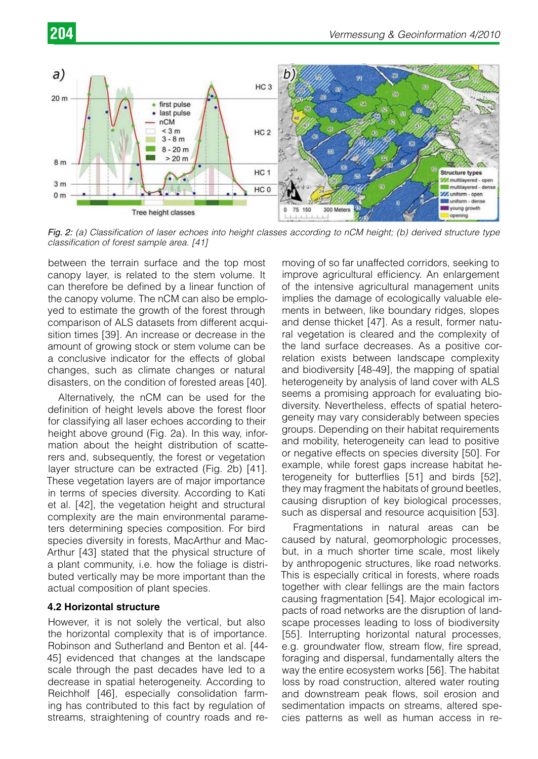Fig. 2: (a) Classification of laser echoes into height classes according to nCM height; (b) derived structure type classification of forest sample area. [41]

between the terrain surface and the top most canopy layer, is related to the stem volume. It can therefore be defined by a linear function of the canopy volume. The nCM can also be employed to estimate the growth of the forest through comparison of ALS datasets from different acquisition times [39]. An increase or decrease in the amount of growing stock or stem volume can be a conclusive indicator for the effects of global changes, such as climate changes or natural disasters, on the condition of forested areas [40].

Alternatively, the nCM can be used for the definition of height levels above the forest floor for classifying all laser echoes according to their height above ground (Fig. 2a). In this way, information about the height distribution of scatterers and, subsequently, the forest or vegetation layer structure can be extracted (Fig. 2b) [41]. These vegetation layers are of major importance in terms of species diversity. According to Kati et al. [42], the vegetation height and structural complexity are the main environmental parameters determining species composition. For bird species diversity in forests, MacArthur and MacArthur [43] stated that the physical structure of a plant community, i.e. how the foliage is distributed vertically may be more important than the actual composition of plant species.

### 4.2 Horizontal structure

However, it is not solely the vertical, but also the horizontal complexity that is of importance. Robinson and Sutherland and Benton et al. [44-45] evidenced that changes at the landscape scale through the past decades have led to a decrease in spatial heterogeneity. According to Reichholf [46], especially consolidation farming has contributed to this fact by regulation of streams, straightening of country roads and removing of so far unaffected corridors, seeking to improve agricultural efficiency. An enlargement of the intensive agricultural management units implies the damage of ecologically valuable elements in between, like boundary ridges, slopes and dense thicket [47]. As a result, former natural vegetation is cleared and the complexity of the land surface decreases. As a positive correlation exists between landscape complexity and biodiversity [48-49], the mapping of spatial heterogeneity by analysis of land cover with ALS seems a promising approach for evaluating biodiversity. Nevertheless, effects of spatial heterogeneity may vary considerably between species groups. Depending on their habitat requirements and mobility, heterogeneity can lead to positive or negative effects on species diversity [50]. For example, while forest gaps increase habitat heterogeneity for butterflies [51] and birds [52], they may fragment the habitats of ground beetles, causing disruption of key biological processes, such as dispersal and resource acquisition [53].

Fragmentations in natural areas can be caused by natural, geomorphologic processes, but, in a much shorter time scale, most likely by anthropogenic structures, like road networks. This is especially critical in forests, where roads together with clear fellings are the main factors causing fragmentation [54]. Major ecological impacts of road networks are the disruption of landscape processes leading to loss of biodiversity [55]. Interrupting horizontal natural processes, e.g. groundwater flow, stream flow, fire spread, foraging and dispersal, fundamentally alters the way the entire ecosystem works [56]. The habitat loss by road construction, altered water routing and downstream peak flows, soil erosion and sedimentation impacts on streams, altered species patterns as well as human access in re-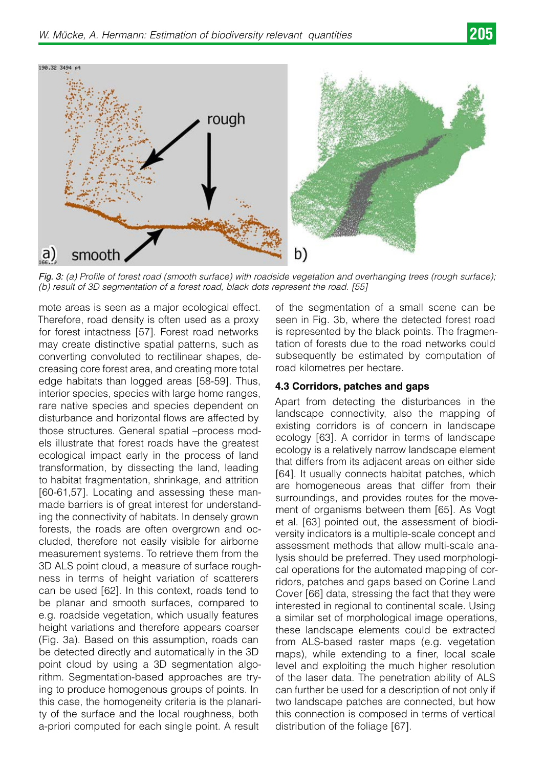*Fig. 3: (a) Profile of forest road (smooth surface) with roadside vegetation and overhanging trees (rough surface); (b) result of 3D segmentation of a forest road, black dots represent the road. [55]*

mote areas is seen as a major ecological effect. Therefore, road density is often used as a proxy for forest intactness [57]. Forest road networks may create distinctive spatial patterns, such as converting convoluted to rectilinear shapes, decreasing core forest area, and creating more total edge habitats than logged areas [58-59]. Thus, interior species, species with large home ranges, rare native species and species dependent on disturbance and horizontal flows are affected by those structures. General spatial –process models illustrate that forest roads have the greatest ecological impact early in the process of land transformation, by dissecting the land, leading to habitat fragmentation, shrinkage, and attrition [60-61,57]. Locating and assessing these man-made barriers is of great interest for understanding the connectivity of habitats. In densely grown forests, the roads are often overgrown and occluded, therefore not easily visible for airborne measurement systems. To retrieve them from the 3D ALS point cloud, a measure of surface roughness in terms of height variation of scatterers can be used [62]. In this context, roads tend to be planar and smooth surfaces, compared to e.g. roadside vegetation, which usually features height variations and therefore appears coarser (Fig. 3a). Based on this assumption, roads can be detected directly and automatically in the 3D point cloud by using a 3D segmentation algorithm. Segmentation-based approaches are trying to produce homogenous groups of points. In this case, the homogeneity criteria is the planarity of the surface and the local roughness, both a-priori computed for each single point. A result of the segmentation of a small scene can be seen in Fig. 3b, where the detected forest road is represented by the black points. The fragmentation of forests due to the road networks could subsequently be estimated by computation of road kilometres per hectare.

### 4.3 Corridors, patches and gaps

Apart from detecting the disturbances in the landscape connectivity, also the mapping of existing corridors is of concern in landscape ecology [63]. A corridor in terms of landscape ecology is a relatively narrow landscape element that differs from its adjacent areas on either side [64]. It usually connects habitat patches, which are homogeneous areas that differ from their surroundings, and provides routes for the movement of organisms between them [65]. As Vogt et al. [63] pointed out, the assessment of biodiversity indicators is a multiple-scale concept and assessment methods that allow multi-scale analysis should be preferred. They used morphological operations for the automated mapping of corridors, patches and gaps based on Corine Land Cover [66] data, stressing the fact that they were interested in regional to continental scale. Using a similar set of morphological image operations, these landscape elements could be extracted from ALS-based raster maps (e.g. vegetation maps), while extending to a finer, local scale level and exploiting the much higher resolution of the laser data. The penetration ability of ALS can further be used for a description of not only if two landscape patches are connected, but how this connection is composed in terms of vertical distribution of the foliage [67].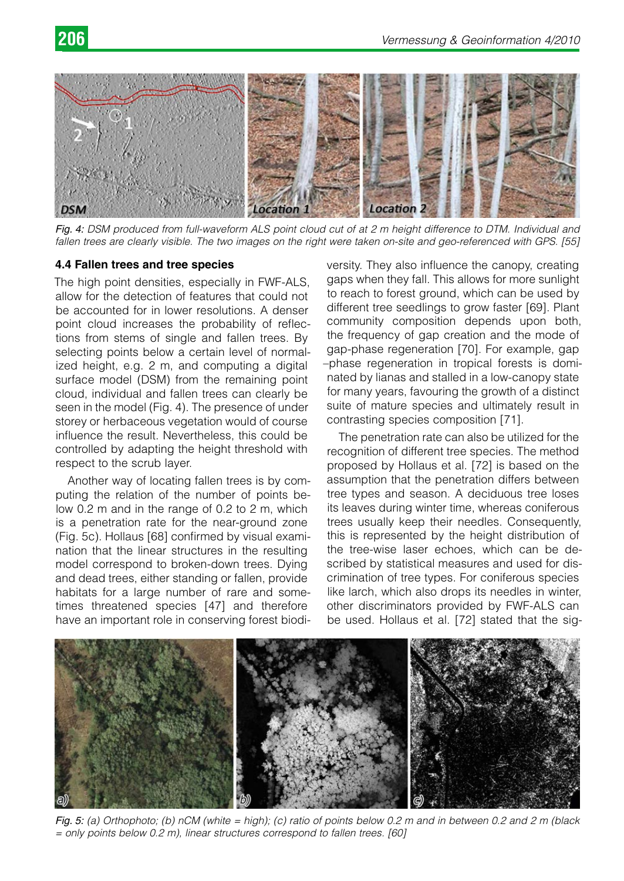*Fig. 4: DSM produced from full-waveform ALS point cloud cut of at 2 m height difference to DTM. Individual and fallen trees are clearly visible. The two images on the right were taken on-site and geo-referenced with GPS. [55]*

### 4.4 Fallen trees and tree species

The high point densities, especially in FWF-ALS, allow for the detection of features that could not be accounted for in lower resolutions. A denser point cloud increases the probability of reflections from stems of single and fallen trees. By selecting points below a certain level of normalized height, e.g. 2 m, and computing a digital surface model (DSM) from the remaining point cloud, individual and fallen trees can clearly be seen in the model (Fig. 4). The presence of under storey or herbaceous vegetation would of course influence the result. Nevertheless, this could be controlled by adapting the height threshold with respect to the scrub layer.

Another way of locating fallen trees is by computing the relation of the number of points below 0.2 m and in the range of 0.2 to 2 m, which is a penetration rate for the near-ground zone (Fig. 5c). Hollaus [68] confirmed by visual examination that the linear structures in the resulting model correspond to broken-down trees. Dying and dead trees, either standing or fallen, provide habitats for a large number of rare and sometimes threatened species [47] and therefore have an important role in conserving forest biodiversity. They also influence the canopy, creating gaps when they fall. This allows for more sunlight to reach to forest ground, which can be used by different tree seedlings to grow faster [69]. Plant community composition depends upon both, the frequency of gap creation and the mode of gap-phase regeneration [70]. For example, gap –phase regeneration in tropical forests is dominated by lianas and stalled in a low-canopy state for many years, favouring the growth of a distinct suite of mature species and ultimately result in contrasting species composition [71].

The penetration rate can also be utilized for the recognition of different tree species. The method proposed by Hollaus et al. [72] is based on the assumption that the penetration differs between tree types and season. A deciduous tree loses its leaves during winter time, whereas coniferous trees usually keep their needles. Consequently, this is represented by the height distribution of the tree-wise laser echoes, which can be described by statistical measures and used for discrimination of tree types. For coniferous species like larch, which also drops its needles in winter, other discriminators provided by FWF-ALS can be used. Hollaus et al. [72] stated that the sig-

*Fig. 5: (a) Orthophoto; (b) nCM (white = high); (c) ratio of points below 0.2 m and in between 0.2 and 2 m (black = only points below 0.2 m), linear structures correspond to fallen trees. [60]*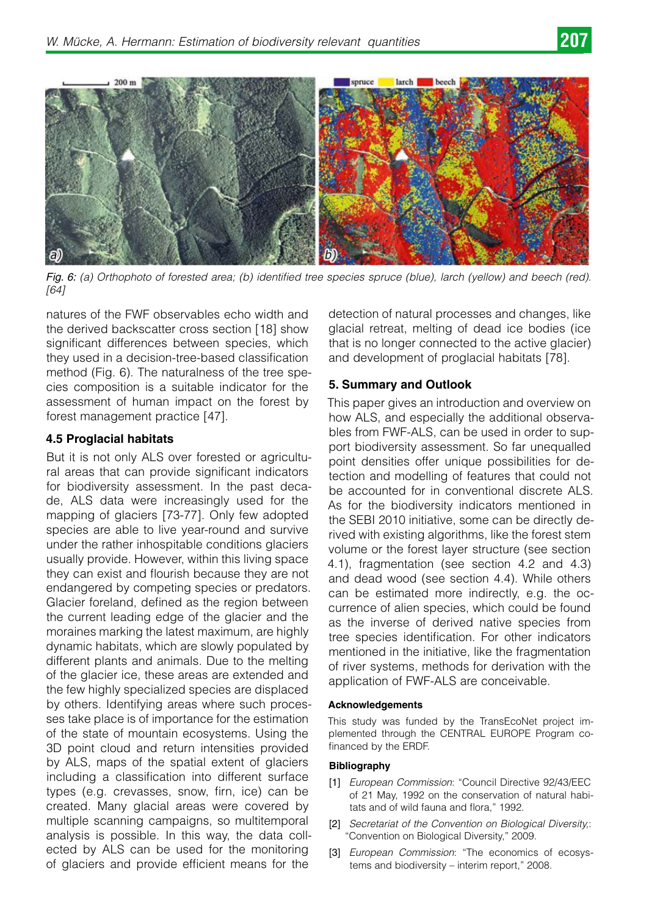Fig. 6: (a) Orthophoto of forested area; (b) identified tree species spruce (blue), larch (yellow) and beech (red). [64]

natures of the FWF observables echo width and the derived backscatter cross section [18] show significant differences between species, which they used in a decision-tree-based classification method (Fig. 6). The naturalness of the tree species composition is a suitable indicator for the assessment of human impact on the forest by forest management practice [47].

### 4.5 Proglacial habitats

But it is not only ALS over forested or agricultural areas that can provide significant indicators for biodiversity assessment. In the past decade, ALS data were increasingly used for the mapping of glaciers [73-77]. Only few adopted species are able to live year-round and survive under the rather inhospitable conditions glaciers usually provide. However, within this living space they can exist and flourish because they are not endangered by competing species or predators. Glacier foreland, defined as the region between the current leading edge of the glacier and the moraines marking the latest maximum, are highly dynamic habitats, which are slowly populated by different plants and animals. Due to the melting of the glacier ice, these areas are extended and the few highly specialized species are displaced by others. Identifying areas where such processes take place is of importance for the estimation of the state of mountain ecosystems. Using the 3D point cloud and return intensities provided by ALS, maps of the spatial extent of glaciers including a classification into different surface types (e.g. crevasses, snow, firn, ice) can be created. Many glacial areas were covered by multiple scanning campaigns, so multitemporal analysis is possible. In this way, the data collected by ALS can be used for the monitoring of glaciers and provide efficient means for the detection of natural processes and changes, like glacial retreat, melting of dead ice bodies (ice that is no longer connected to the active glacier) and development of proglacial habitats [78].

## 5. Summary and Outlook

This paper gives an introduction and overview on how ALS, and especially the additional observables from FWF-ALS, can be used in order to support biodiversity assessment. So far unequalled point densities offer unique possibilities for detection and modelling of features that could not be accounted for in conventional discrete ALS. As for the biodiversity indicators mentioned in the SEBI 2010 initiative, some can be directly derived with existing algorithms, like the forest stem volume or the forest layer structure (see section 4.1), fragmentation (see section 4.2 and 4.3) and dead wood (see section 4.4). While others can be estimated more indirectly, e.g. the occurrence of alien species, which could be found as the inverse of derived native species from tree species identification. For other indicators mentioned in the initiative, like the fragmentation of river systems, methods for derivation with the application of FWF-ALS are conceivable.

#### Acknowledgements

This study was funded by the TransEcoNet project implemented through the CENTRAL EUROPE Program co-financed by the ERDF.

#### Bibliography

[1] *European Commission*: "Council Directive 92/43/EEC of 21 May, 1992 on the conservation of natural habitats and of wild fauna and flora," 1992.

[2] *Secretariat of the Convention on Biological Diversity,*: "Convention on Biological Diversity," 2009.

[3] *European Commission*: "The economics of ecosystems and biodiversity – interim report," 2008.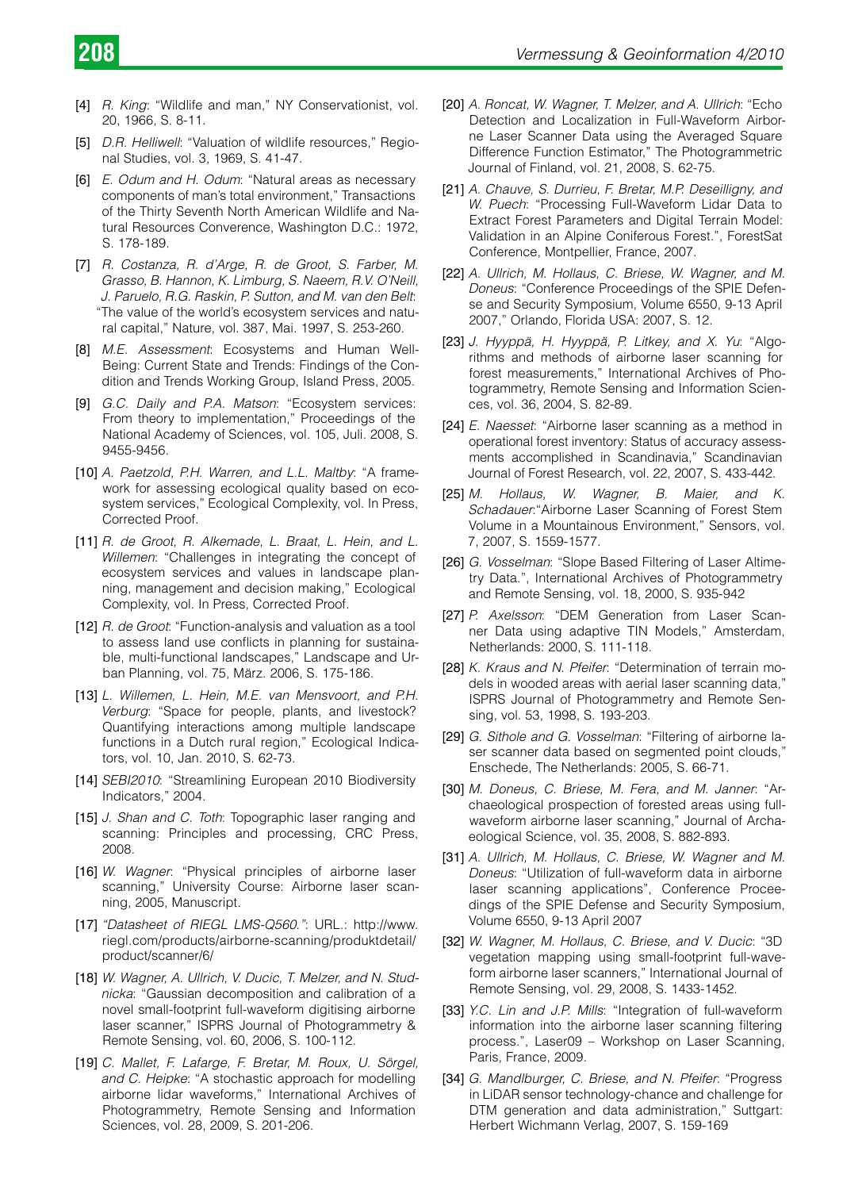[4] *R. King*: "Wildlife and man," NY Conservationist, vol. 20, 1966, S. 8-11.

[5] *D.R. Helliwell*: "Valuation of wildlife resources," Regional Studies, vol. 3, 1969, S. 41-47.

[6] *E. Odum and H. Odum*: "Natural areas as necessary components of man's total environment," Transactions of the Thirty Seventh North American Wildlife and Natural Resources Converence, Washington D.C.: 1972, S. 178-189.

[7] *R. Costanza, R. d'Arge, R. de Groot, S. Farber, M. Grasso, B. Hannon, K. Limburg, S. Naeem, R.V. O'Neill, J. Paruelo, R.G. Raskin, P. Sutton, and M. van den Belt*: "The value of the world's ecosystem services and natural capital," Nature, vol. 387, Mai. 1997, S. 253-260.

[8] *M.E. Assessment*: Ecosystems and Human Well-Being: Current State and Trends: Findings of the Condition and Trends Working Group, Island Press, 2005.

[9] *G.C. Daily and P.A. Matson*: "Ecosystem services: From theory to implementation," Proceedings of the National Academy of Sciences, vol. 105, Juli. 2008, S. 9455-9456.

[10] *A. Paetzold, P.H. Warren, and L.L. Maltby*: "A framework for assessing ecological quality based on ecosystem services," Ecological Complexity, vol. In Press, Corrected Proof.

[11] *R. de Groot, R. Alkemade, L. Braat, L. Hein, and L. Willemen*: "Challenges in integrating the concept of ecosystem services and values in landscape planning, management and decision making," Ecological Complexity, vol. In Press, Corrected Proof.

[12] *R. de Groot*: "Function-analysis and valuation as a tool to assess land use conflicts in planning for sustainable, multi-functional landscapes," Landscape and Urban Planning, vol. 75, März. 2006, S. 175-186.

[13] *L. Willemen, L. Hein, M.E. van Mensvoort, and P.H. Verburg*: "Space for people, plants, and livestock? Quantifying interactions among multiple landscape functions in a Dutch rural region," Ecological Indicators, vol. 10, Jan. 2010, S. 62-73.

[14] *SEBI2010*: "Streamlining European 2010 Biodiversity Indicators," 2004.

[15] *J. Shan and C. Toth*: Topographic laser ranging and scanning: Principles and processing, CRC Press, 2008.

[16] *W. Wagner*: "Physical principles of airborne laser scanning," University Course: Airborne laser scanning, 2005, Manuscript.

[17] *"Datasheet of RIEGL LMS-Q560."*: URL.: http://www.riegl.com/products/airborne-scanning/produktdetail/product/scanner/6/

[18] *W. Wagner, A. Ullrich, V. Ducic, T. Melzer, and N. Studnicka*: "Gaussian decomposition and calibration of a novel small-footprint full-waveform digitising airborne laser scanner," ISPRS Journal of Photogrammetry & Remote Sensing, vol. 60, 2006, S. 100-112.

[19] *C. Mallet, F. Lafarge, F. Bretar, M. Roux, U. Sörgel, and C. Heipke*: "A stochastic approach for modelling airborne lidar waveforms," International Archives of Photogrammetry, Remote Sensing and Information Sciences, vol. 28, 2009, S. 201-206.

[20] *A. Roncat, W. Wagner, T. Melzer, and A. Ullrich*: "Echo Detection and Localization in Full-Waveform Airborne Laser Scanner Data using the Averaged Square Difference Function Estimator," The Photogrammetric Journal of Finland, vol. 21, 2008, S. 62-75.

[21] *A. Chauve, S. Durrieu, F. Bretar, M.P. Deseilligny, and W. Puech*: "Processing Full-Waveform Lidar Data to Extract Forest Parameters and Digital Terrain Model: Validation in an Alpine Coniferous Forest.", ForestSat Conference, Montpellier, France, 2007.

[22] *A. Ullrich, M. Hollaus, C. Briese, W. Wagner, and M. Doneus*: "Conference Proceedings of the SPIE Defense and Security Symposium, Volume 6550, 9-13 April 2007," Orlando, Florida USA: 2007, S. 12.

[23] *J. Hyyppä, H. Hyyppä, P. Litkey, and X. Yu*: "Algorithms and methods of airborne laser scanning for forest measurements," International Archives of Photogrammetry, Remote Sensing and Information Sciences, vol. 36, 2004, S. 82-89.

[24] *E. Naesset*: "Airborne laser scanning as a method in operational forest inventory: Status of accuracy assessments accomplished in Scandinavia," Scandinavian Journal of Forest Research, vol. 22, 2007, S. 433-442.

[25] *M. Hollaus, W. Wagner, B. Maier, and K. Schadauer*: "Airborne Laser Scanning of Forest Stem Volume in a Mountainous Environment," Sensors, vol. 7, 2007, S. 1559-1577.

[26] *G. Vosselman*: "Slope Based Filtering of Laser Altimetry Data.", International Archives of Photogrammetry and Remote Sensing, vol. 18, 2000, S. 935-942

[27] *P. Axelsson*: "DEM Generation from Laser Scanner Data using adaptive TIN Models," Amsterdam, Netherlands: 2000, S. 111-118.

[28] *K. Kraus and N. Pfeifer*: "Determination of terrain models in wooded areas with aerial laser scanning data," ISPRS Journal of Photogrammetry and Remote Sensing, vol. 53, 1998, S. 193-203.

[29] *G. Sithole and G. Vosselman*: "Filtering of airborne laser scanner data based on segmented point clouds," Enschede, The Netherlands: 2005, S. 66-71.

[30] *M. Doneus, C. Briese, M. Fera, and M. Janner*: "Archaeological prospection of forested areas using full-waveform airborne laser scanning," Journal of Archaeological Science, vol. 35, 2008, S. 882-893.

[31] *A. Ullrich, M. Hollaus, C. Briese, W. Wagner and M. Doneus*: "Utilization of full-waveform data in airborne laser scanning applications", Conference Proceedings of the SPIE Defense and Security Symposium, Volume 6550, 9-13 April 2007

[32] *W. Wagner, M. Hollaus, C. Briese, and V. Ducic*: "3D vegetation mapping using small-footprint full-waveform airborne laser scanners," International Journal of Remote Sensing, vol. 29, 2008, S. 1433-1452.

[33] *Y.C. Lin and J.P. Mills*: "Integration of full-waveform information into the airborne laser scanning filtering process.", Laser09 – Workshop on Laser Scanning, Paris, France, 2009.

[34] *G. Mandlburger, C. Briese, and N. Pfeifer*: "Progress in LiDAR sensor technology-chance and challenge for DTM generation and data administration," Suttgart: Herbert Wichmann Verlag, 2007, S. 159-169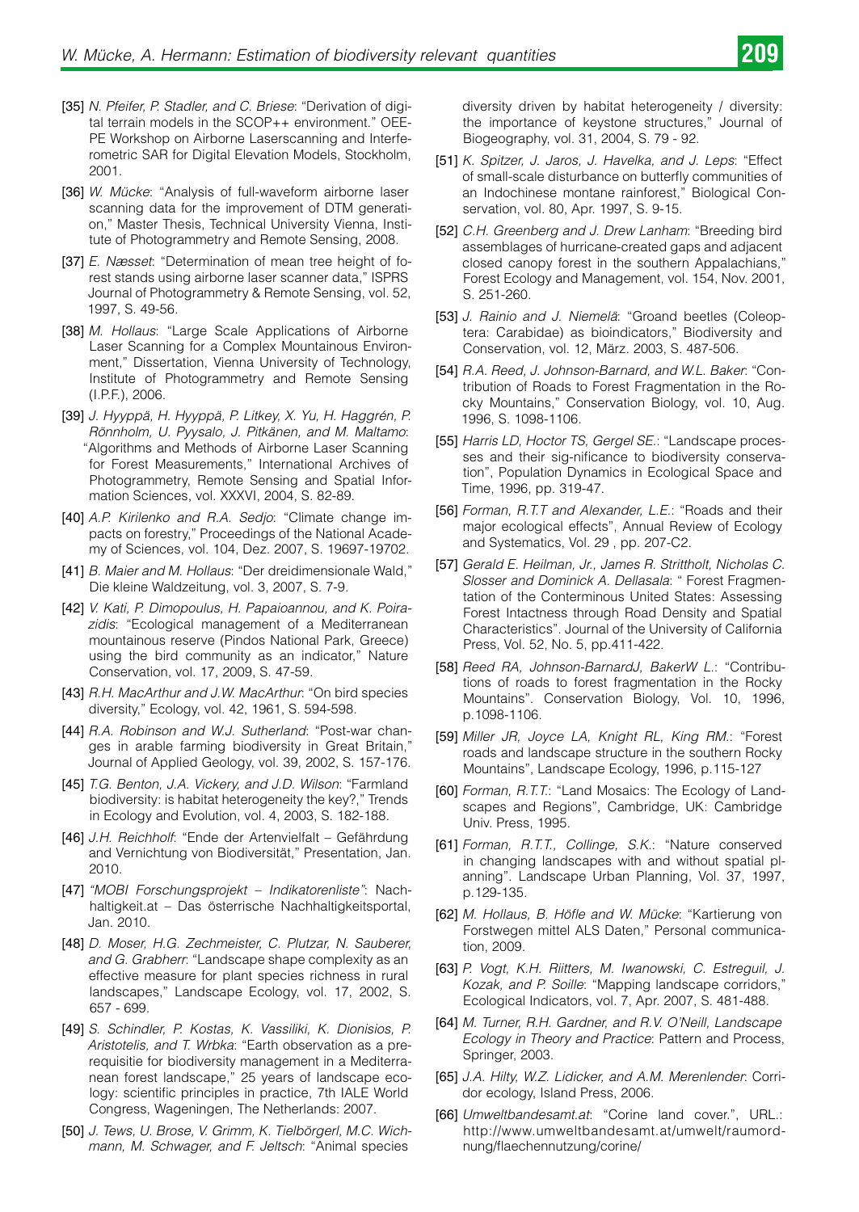[35] *N. Pfeifer, P. Stadler, and C. Briese*: "Derivation of digital terrain models in the SCOP++ environment." OEEPE Workshop on Airborne Laserscanning and Interferometric SAR for Digital Elevation Models, Stockholm, 2001.

[36] *W. Mücke*: "Analysis of full-waveform airborne laser scanning data for the improvement of DTM generation," Master Thesis, Technical University Vienna, Institute of Photogrammetry and Remote Sensing, 2008.

[37] *E. Næsset*: "Determination of mean tree height of forest stands using airborne laser scanner data," ISPRS Journal of Photogrammetry & Remote Sensing, vol. 52, 1997, S. 49-56.

[38] *M. Hollaus*: "Large Scale Applications of Airborne Laser Scanning for a Complex Mountainous Environment," Dissertation, Vienna University of Technology, Institute of Photogrammetry and Remote Sensing (I.P.F.), 2006.

[39] *J. Hyyppä, H. Hyyppä, P. Litkey, X. Yu, H. Haggrén, P. Rönnholm, U. Pyysalo, J. Pitkänen, and M. Maltamo*: "Algorithms and Methods of Airborne Laser Scanning for Forest Measurements," International Archives of Photogrammetry, Remote Sensing and Spatial Information Sciences, vol. XXXVI, 2004, S. 82-89.

[40] *A.P. Kirilenko and R.A. Sedjo*: "Climate change impacts on forestry," Proceedings of the National Academy of Sciences, vol. 104, Dez. 2007, S. 19697-19702.

[41] *B. Maier and M. Hollaus*: "Der dreidimensionale Wald," Die kleine Waldzeitung, vol. 3, 2007, S. 7-9.

[42] *V. Kati, P. Dimopoulus, H. Papaioannou, and K. Poirazidis*: "Ecological management of a Mediterranean mountainous reserve (Pindos National Park, Greece) using the bird community as an indicator," Nature Conservation, vol. 17, 2009, S. 47-59.

[43] *R.H. MacArthur and J.W. MacArthur*: "On bird species diversity," Ecology, vol. 42, 1961, S. 594-598.

[44] *R.A. Robinson and W.J. Sutherland*: "Post-war changes in arable farming biodiversity in Great Britain," Journal of Applied Geology, vol. 39, 2002, S. 157-176.

[45] *T.G. Benton, J.A. Vickery, and J.D. Wilson*: "Farmland biodiversity: is habitat heterogeneity the key?," Trends in Ecology and Evolution, vol. 4, 2003, S. 182-188.

[46] *J.H. Reichholf*: "Ende der Artenvielfalt – Gefährdung and Vernichtung von Biodiversität," Presentation, Jan. 2010.

[47] *"MOBI Forschungsprojekt – Indikatorenliste"*: Nachhaltigkeit.at – Das österrische Nachhaltigkeitsportal, Jan. 2010.

[48] *D. Moser, H.G. Zechmeister, C. Plutzar, N. Sauberer, and G. Grabherr*: "Landscape shape complexity as an effective measure for plant species richness in rural landscapes," Landscape Ecology, vol. 17, 2002, S. 657 - 699.

[49] *S. Schindler, P. Kostas, K. Vassiliki, K. Dionisios, P. Aristotelis, and T. Wrbka*: "Earth observation as a prerequisitie for biodiversity management in a Mediterranean forest landscape," 25 years of landscape ecology: scientific principles in practice, 7th IALE World Congress, Wageningen, The Netherlands: 2007.

[50] *J. Tews, U. Brose, V. Grimm, K. Tielbörgerl, M.C. Wichmann, M. Schwager, and F. Jeltsch*: "Animal species diversity driven by habitat heterogeneity / diversity: the importance of keystone structures," Journal of Biogeography, vol. 31, 2004, S. 79 - 92.

[51] *K. Spitzer, J. Jaros, J. Havelka, and J. Leps*: "Effect of small-scale disturbance on butterfly communities of an Indochinese montane rainforest," Biological Conservation, vol. 80, Apr. 1997, S. 9-15.

[52] *C.H. Greenberg and J. Drew Lanham*: "Breeding bird assemblages of hurricane-created gaps and adjacent closed canopy forest in the southern Appalachians," Forest Ecology and Management, vol. 154, Nov. 2001, S. 251-260.

[53] *J. Rainio and J. Niemelä*: "Groand beetles (Coleoptera: Carabidae) as bioindicators," Biodiversity and Conservation, vol. 12, März. 2003, S. 487-506.

[54] *R.A. Reed, J. Johnson-Barnard, and W.L. Baker*: "Contribution of Roads to Forest Fragmentation in the Rocky Mountains," Conservation Biology, vol. 10, Aug. 1996, S. 1098-1106.

[55] *Harris LD, Hoctor TS, Gergel SE.*: "Landscape processes and their sig-nificance to biodiversity conservation", Population Dynamics in Ecological Space and Time, 1996, pp. 319-47.

[56] *Forman, R.T.T and Alexander, L.E.*: "Roads and their major ecological effects", Annual Review of Ecology and Systematics, Vol. 29 , pp. 207-C2.

[57] *Gerald E. Heilman, Jr., James R. Strittholt, Nicholas C. Slosser and Dominick A. Dellasala*: " Forest Fragmentation of the Conterminous United States: Assessing Forest Intactness through Road Density and Spatial Characteristics". Journal of the University of California Press, Vol. 52, No. 5, pp.411-422.

[58] *Reed RA, Johnson-BarnardJ, BakerW L.*: "Contributions of roads to forest fragmentation in the Rocky Mountains". Conservation Biology, Vol. 10, 1996, p.1098-1106.

[59] *Miller JR, Joyce LA, Knight RL, King RM.*: "Forest roads and landscape structure in the southern Rocky Mountains", Landscape Ecology, 1996, p.115-127

[60] *Forman, R.T.T.*: "Land Mosaics: The Ecology of Landscapes and Regions", Cambridge, UK: Cambridge Univ. Press, 1995.

[61] *Forman, R.T.T., Collinge, S.K.*: "Nature conserved in changing landscapes with and without spatial planning". Landscape Urban Planning, Vol. 37, 1997, p.129-135.

[62] *M. Hollaus, B. Höfle and W. Mücke*: "Kartierung von Forstwegen mittel ALS Daten," Personal communication, 2009.

[63] *P. Vogt, K.H. Riitters, M. Iwanowski, C. Estreguil, J. Kozak, and P. Soille*: "Mapping landscape corridors," Ecological Indicators, vol. 7, Apr. 2007, S. 481-488.

[64] *M. Turner, R.H. Gardner, and R.V. O'Neill, Landscape Ecology in Theory and Practice*: Pattern and Process, Springer, 2003.

[65] *J.A. Hilty, W.Z. Lidicker, and A.M. Merenlender*: Corridor ecology, Island Press, 2006.

[66] *Umweltbandesamt.at*: "Corine land cover.", URL.: http://www.umweltbandesamt.at/umwelt/raumordnung/flaechennutzung/corine/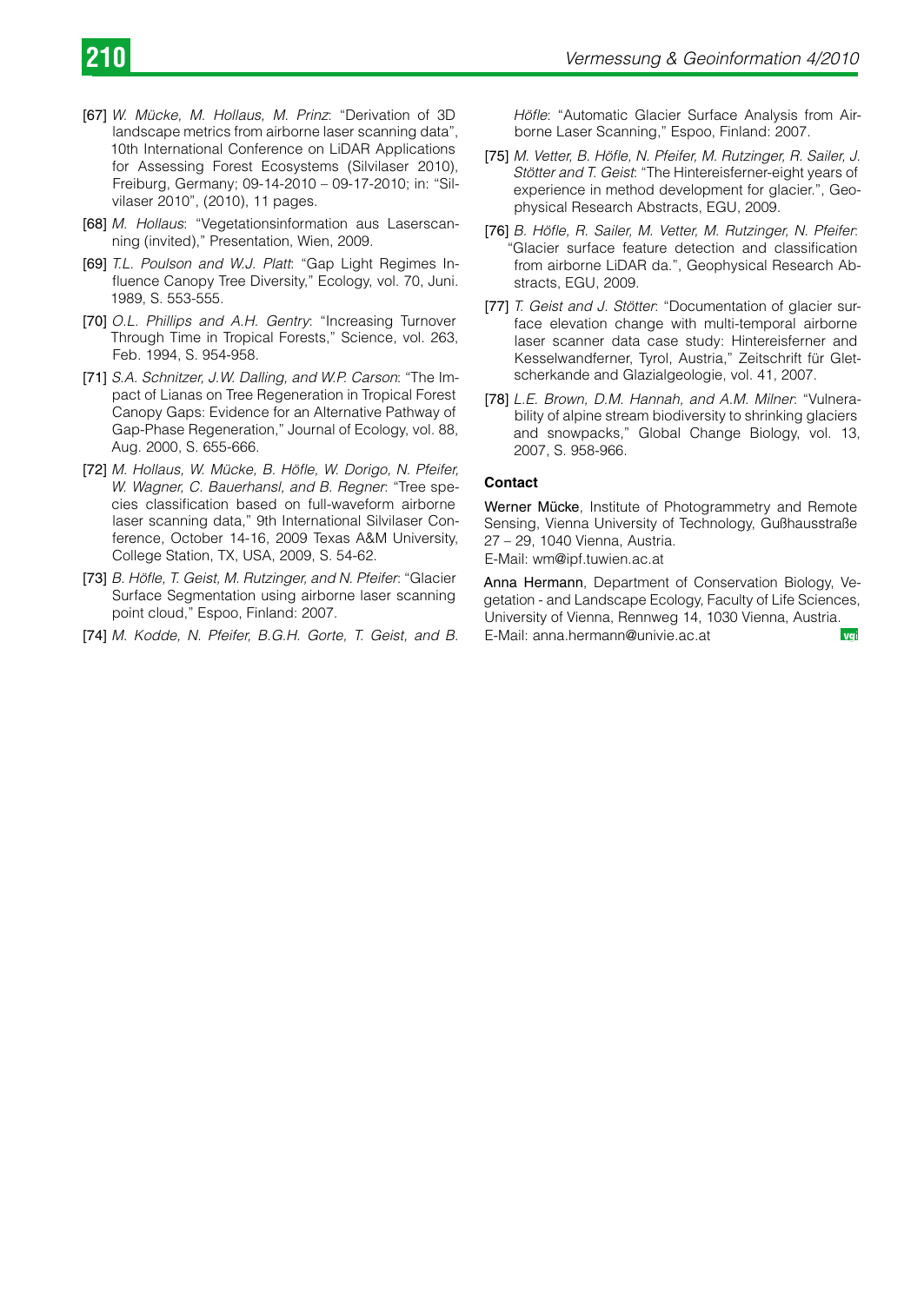[67] *W. Mücke, M. Hollaus, M. Prinz*: "Derivation of 3D landscape metrics from airborne laser scanning data", 10th International Conference on LiDAR Applications for Assessing Forest Ecosystems (Silvilaser 2010), Freiburg, Germany; 09-14-2010 – 09-17-2010; in: "Silvilaser 2010", (2010), 11 pages.

[68] *M. Hollaus*: "Vegetationsinformation aus Laserscanning (invited)," Presentation, Wien, 2009.

[69] *T.L. Poulson and W.J. Platt*: "Gap Light Regimes Influence Canopy Tree Diversity," Ecology, vol. 70, Juni. 1989, S. 553-555.

[70] *O.L. Phillips and A.H. Gentry*: "Increasing Turnover Through Time in Tropical Forests," Science, vol. 263, Feb. 1994, S. 954-958.

[71] *S.A. Schnitzer, J.W. Dalling, and W.P. Carson*: "The Impact of Lianas on Tree Regeneration in Tropical Forest Canopy Gaps: Evidence for an Alternative Pathway of Gap-Phase Regeneration," Journal of Ecology, vol. 88, Aug. 2000, S. 655-666.

[72] *M. Hollaus, W. Mücke, B. Höfle, W. Dorigo, N. Pfeifer, W. Wagner, C. Bauerhansl, and B. Regner*: "Tree species classification based on full-waveform airborne laser scanning data," 9th International Silvilaser Conference, October 14-16, 2009 Texas A&M University, College Station, TX, USA, 2009, S. 54-62.

[73] *B. Höfle, T. Geist, M. Rutzinger, and N. Pfeifer*: "Glacier Surface Segmentation using airborne laser scanning point cloud," Espoo, Finland: 2007.

[74] *M. Kodde, N. Pfeifer, B.G.H. Gorte, T. Geist, and B. Höfle*: "Automatic Glacier Surface Analysis from Airborne Laser Scanning," Espoo, Finland: 2007.

[75] *M. Vetter, B. Höfle, N. Pfeifer, M. Rutzinger, R. Sailer, J. Stötter and T. Geist*: "The Hintereisferner-eight years of experience in method development for glacier.", Geophysical Research Abstracts, EGU, 2009.

[76] *B. Höfle, R. Sailer, M. Vetter, M. Rutzinger, N. Pfeifer*: "Glacier surface feature detection and classification from airborne LiDAR da.", Geophysical Research Abstracts, EGU, 2009.

[77] *T. Geist and J. Stötter*: "Documentation of glacier surface elevation change with multi-temporal airborne laser scanner data case study: Hintereisferner and Kesselwandferner, Tyrol, Austria," Zeitschrift für Gletscherkande und Glazialgeologie, vol. 41, 2007.

[78] *L.E. Brown, D.M. Hannah, and A.M. Milner*: "Vulnerability of alpine stream biodiversity to shrinking glaciers and snowpacks," Global Change Biology, vol. 13, 2007, S. 958-966.

**Contact**

Werner Mücke, Institute of Photogrammetry and Remote Sensing, Vienna University of Technology, Gußhausstraße 27 – 29, 1040 Vienna, Austria.
E-Mail: wm@ipf.tuwien.ac.at

Anna Hermann, Department of Conservation Biology, Vegetation - and Landscape Ecology, Faculty of Life Sciences, University of Vienna, Rennweg 14, 1030 Vienna, Austria.
E-Mail: anna.hermann@univie.ac.at